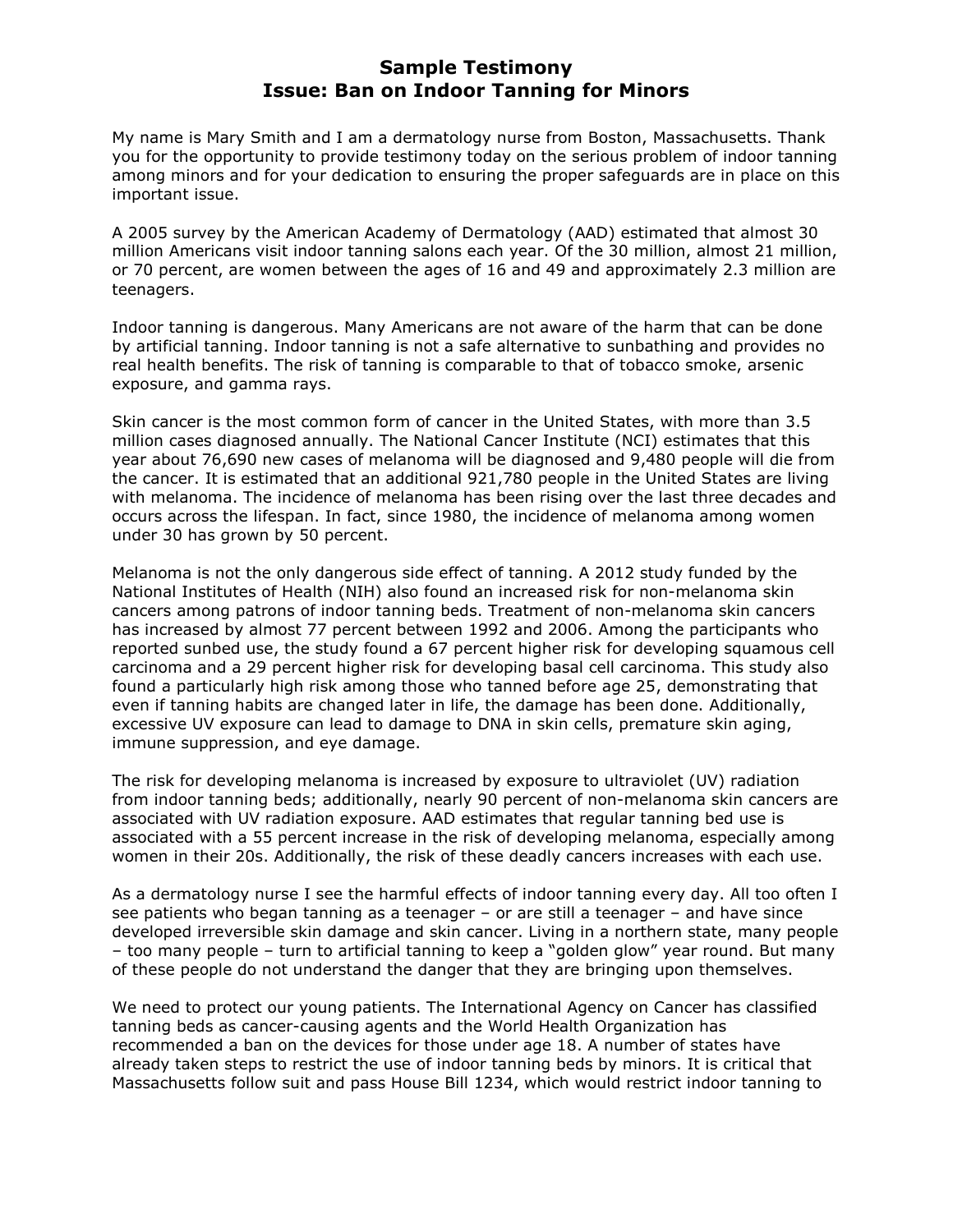# Sample Testimony
## Issue: Ban on Indoor Tanning for Minors

My name is Mary Smith and I am a dermatology nurse from Boston, Massachusetts. Thank you for the opportunity to provide testimony today on the serious problem of indoor tanning among minors and for your dedication to ensuring the proper safeguards are in place on this important issue.

A 2005 survey by the American Academy of Dermatology (AAD) estimated that almost 30 million Americans visit indoor tanning salons each year. Of the 30 million, almost 21 million, or 70 percent, are women between the ages of 16 and 49 and approximately 2.3 million are teenagers.

Indoor tanning is dangerous. Many Americans are not aware of the harm that can be done by artificial tanning. Indoor tanning is not a safe alternative to sunbathing and provides no real health benefits. The risk of tanning is comparable to that of tobacco smoke, arsenic exposure, and gamma rays.

Skin cancer is the most common form of cancer in the United States, with more than 3.5 million cases diagnosed annually. The National Cancer Institute (NCI) estimates that this year about 76,690 new cases of melanoma will be diagnosed and 9,480 people will die from the cancer. It is estimated that an additional 921,780 people in the United States are living with melanoma. The incidence of melanoma has been rising over the last three decades and occurs across the lifespan. In fact, since 1980, the incidence of melanoma among women under 30 has grown by 50 percent.

Melanoma is not the only dangerous side effect of tanning. A 2012 study funded by the National Institutes of Health (NIH) also found an increased risk for non-melanoma skin cancers among patrons of indoor tanning beds. Treatment of non-melanoma skin cancers has increased by almost 77 percent between 1992 and 2006. Among the participants who reported sunbed use, the study found a 67 percent higher risk for developing squamous cell carcinoma and a 29 percent higher risk for developing basal cell carcinoma. This study also found a particularly high risk among those who tanned before age 25, demonstrating that even if tanning habits are changed later in life, the damage has been done. Additionally, excessive UV exposure can lead to damage to DNA in skin cells, premature skin aging, immune suppression, and eye damage.

The risk for developing melanoma is increased by exposure to ultraviolet (UV) radiation from indoor tanning beds; additionally, nearly 90 percent of non-melanoma skin cancers are associated with UV radiation exposure. AAD estimates that regular tanning bed use is associated with a 55 percent increase in the risk of developing melanoma, especially among women in their 20s. Additionally, the risk of these deadly cancers increases with each use.

As a dermatology nurse I see the harmful effects of indoor tanning every day. All too often I see patients who began tanning as a teenager – or are still a teenager – and have since developed irreversible skin damage and skin cancer. Living in a northern state, many people – too many people – turn to artificial tanning to keep a "golden glow" year round. But many of these people do not understand the danger that they are bringing upon themselves.

We need to protect our young patients. The International Agency on Cancer has classified tanning beds as cancer-causing agents and the World Health Organization has recommended a ban on the devices for those under age 18. A number of states have already taken steps to restrict the use of indoor tanning beds by minors. It is critical that Massachusetts follow suit and pass House Bill 1234, which would restrict indoor tanning to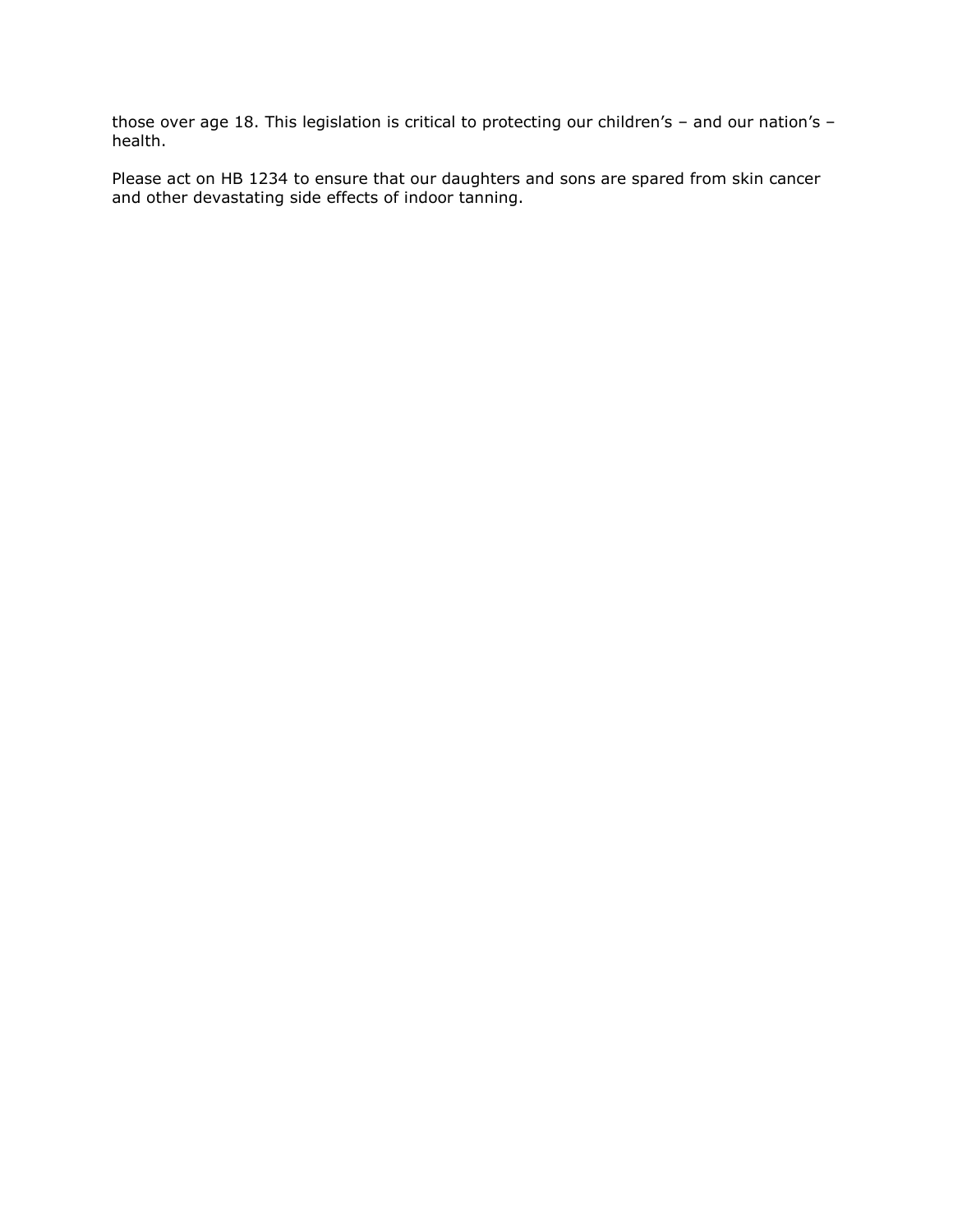those over age 18. This legislation is critical to protecting our children's – and our nation's – health.

Please act on HB 1234 to ensure that our daughters and sons are spared from skin cancer and other devastating side effects of indoor tanning.